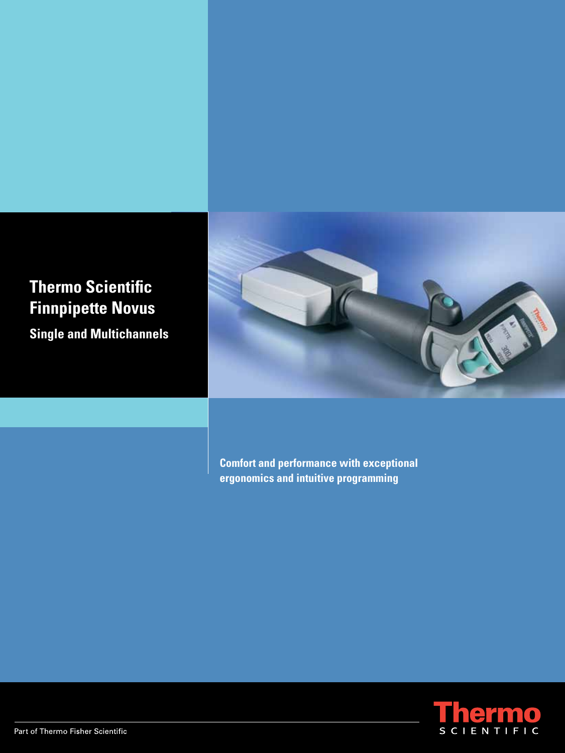# Thermo Scientific Finnpipette Novus

## Single and Multichannels

**Comfort and performance with exceptional ergonomics and intuitive programming**

Part of Thermo Fisher Scientific

Thermo SCIENTIFIC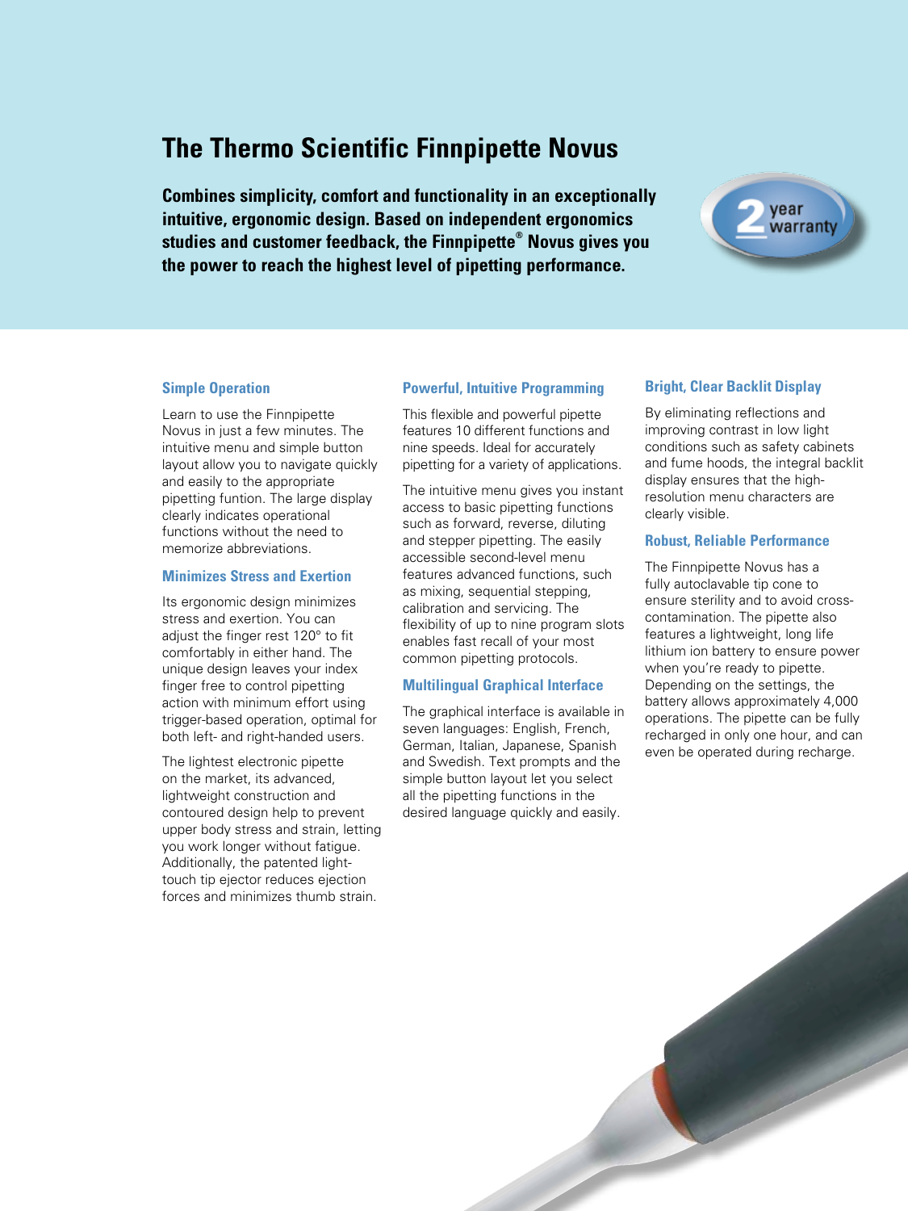# The Thermo Scientific Finnpipette Novus

**Combines simplicity, comfort and functionality in an exceptionally intuitive, ergonomic design. Based on independent ergonomics studies and customer feedback, the Finnpipette® Novus gives you the power to reach the highest level of pipetting performance.**

2 year warranty

### Simple Operation

Learn to use the Finnpipette Novus in just a few minutes. The intuitive menu and simple button layout allow you to navigate quickly and easily to the appropriate pipetting funtion. The large display clearly indicates operational functions without the need to memorize abbreviations.

### Minimizes Stress and Exertion

Its ergonomic design minimizes stress and exertion. You can adjust the finger rest 120° to fit comfortably in either hand. The unique design leaves your index finger free to control pipetting action with minimum effort using trigger-based operation, optimal for both left- and right-handed users.

The lightest electronic pipette on the market, its advanced, lightweight construction and contoured design help to prevent upper body stress and strain, letting you work longer without fatigue. Additionally, the patented light-touch tip ejector reduces ejection forces and minimizes thumb strain.

### Powerful, Intuitive Programming

This flexible and powerful pipette features 10 different functions and nine speeds. Ideal for accurately pipetting for a variety of applications.

The intuitive menu gives you instant access to basic pipetting functions such as forward, reverse, diluting and stepper pipetting. The easily accessible second-level menu features advanced functions, such as mixing, sequential stepping, calibration and servicing. The flexibility of up to nine program slots enables fast recall of your most common pipetting protocols.

### Multilingual Graphical Interface

The graphical interface is available in seven languages: English, French, German, Italian, Japanese, Spanish and Swedish. Text prompts and the simple button layout let you select all the pipetting functions in the desired language quickly and easily.

### Bright, Clear Backlit Display

By eliminating reflections and improving contrast in low light conditions such as safety cabinets and fume hoods, the integral backlit display ensures that the high-resolution menu characters are clearly visible.

### Robust, Reliable Performance

The Finnpipette Novus has a fully autoclavable tip cone to ensure sterility and to avoid cross-contamination. The pipette also features a lightweight, long life lithium ion battery to ensure power when you're ready to pipette. Depending on the settings, the battery allows approximately 4,000 operations. The pipette can be fully recharged in only one hour, and can even be operated during recharge.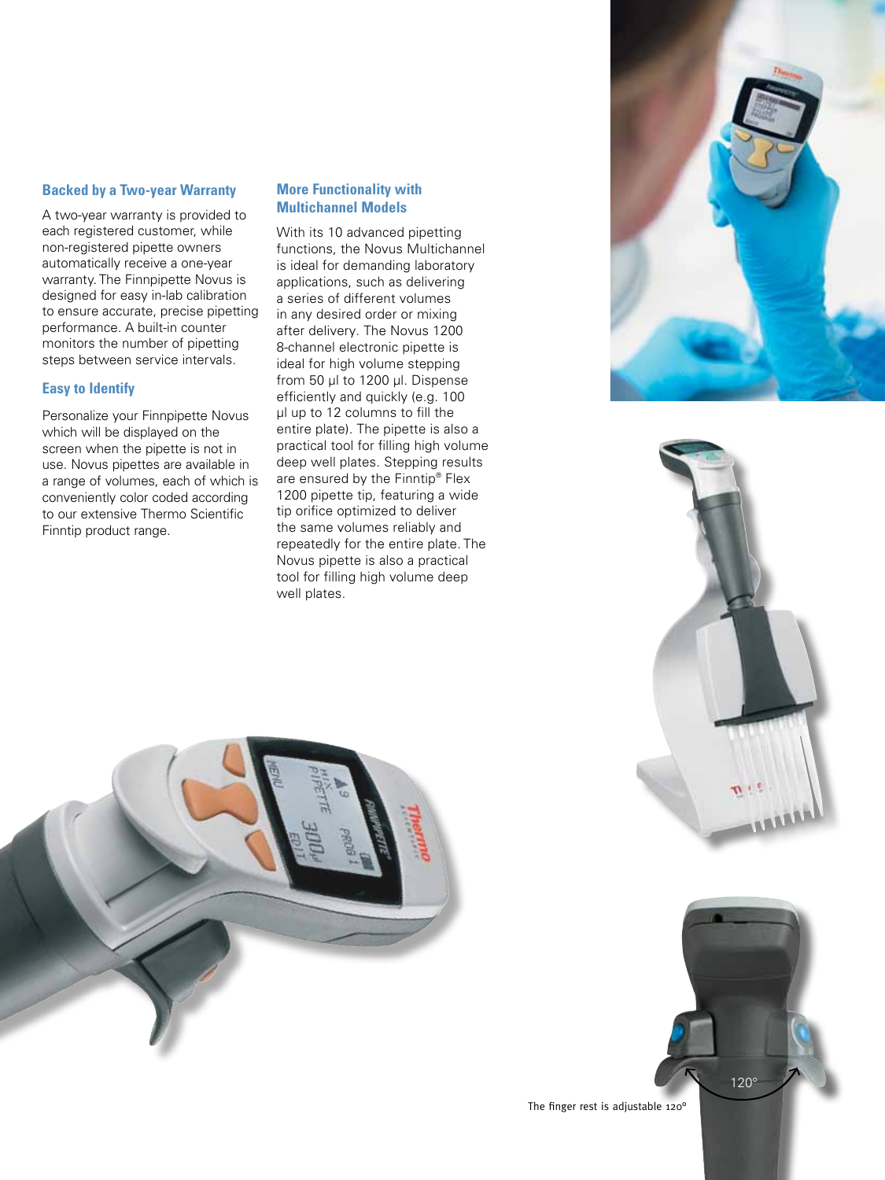### Backed by a Two-year Warranty

A two-year warranty is provided to each registered customer, while non-registered pipette owners automatically receive a one-year warranty. The Finnpipette Novus is designed for easy in-lab calibration to ensure accurate, precise pipetting performance. A built-in counter monitors the number of pipetting steps between service intervals.

### Easy to Identify

Personalize your Finnpipette Novus which will be displayed on the screen when the pipette is not in use. Novus pipettes are available in a range of volumes, each of which is conveniently color coded according to our extensive Thermo Scientific Finntip product range.

### More Functionality with Multichannel Models

With its 10 advanced pipetting functions, the Novus Multichannel is ideal for demanding laboratory applications, such as delivering a series of different volumes in any desired order or mixing after delivery. The Novus 1200 8-channel electronic pipette is ideal for high volume stepping from 50 µl to 1200 µl. Dispense efficiently and quickly (e.g. 100 µl up to 12 columns to fill the entire plate). The pipette is also a practical tool for filling high volume deep well plates. Stepping results are ensured by the Finntip® Flex 1200 pipette tip, featuring a wide tip orifice optimized to deliver the same volumes reliably and repeatedly for the entire plate. The Novus pipette is also a practical tool for filling high volume deep well plates.

The finger rest is adjustable 120°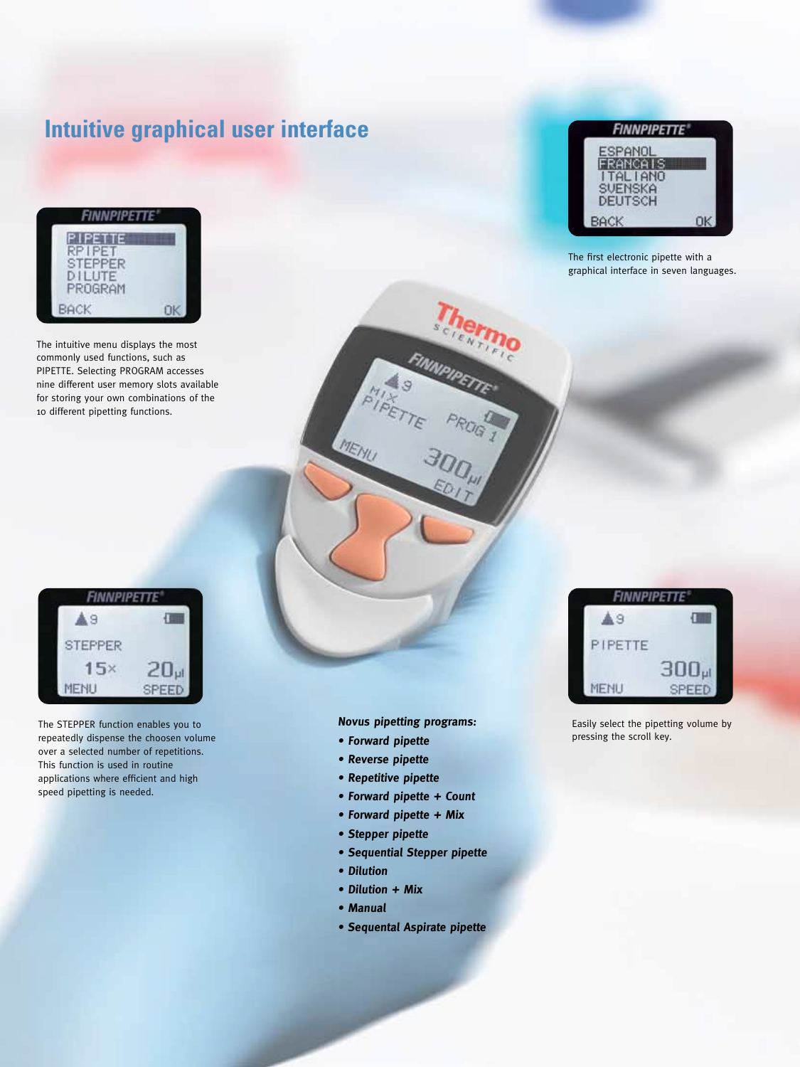# Intuitive graphical user interface

The intuitive menu displays the most commonly used functions, such as PIPETTE. Selecting PROGRAM accesses nine different user memory slots available for storing your own combinations of the 10 different pipetting functions.

The first electronic pipette with a graphical interface in seven languages.

The STEPPER function enables you to repeatedly dispense the choosen volume over a selected number of repetitions. This function is used in routine applications where efficient and high speed pipetting is needed.

***Novus pipetting programs:***

- ***Forward pipette***
- ***Reverse pipette***
- ***Repetitive pipette***
- ***Forward pipette + Count***
- ***Forward pipette + Mix***
- ***Stepper pipette***
- ***Sequential Stepper pipette***
- ***Dilution***
- ***Dilution + Mix***
- ***Manual***
- ***Sequental Aspirate pipette***

Easily select the pipetting volume by pressing the scroll key.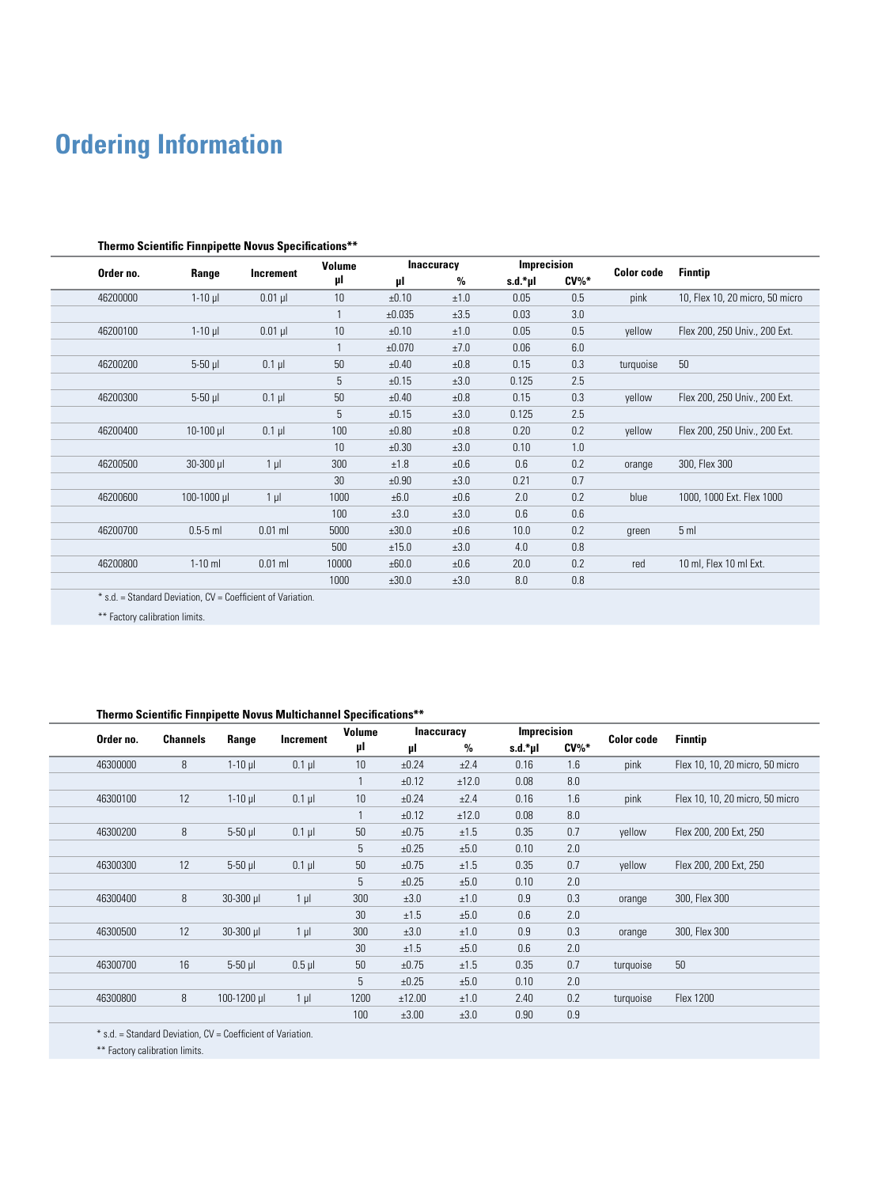# Ordering Information

**Thermo Scientific Finnpipette Novus Specifications****

| Order no. | Range | Increment | Volume µl | Inaccuracy µl | Inaccuracy % | Imprecision s.d.*µl | Imprecision CV%* | Color code | Finntip |
|---|---|---|---|---|---|---|---|---|---|
| 46200000 | 1-10 µl | 0.01 µl | 10 | ±0.10 | ±1.0 | 0.05 | 0.5 | pink | 10, Flex 10, 20 micro, 50 micro |
| | | | 1 | ±0.035 | ±3.5 | 0.03 | 3.0 | | |
| 46200100 | 1-10 µl | 0.01 µl | 10 | ±0.10 | ±1.0 | 0.05 | 0.5 | yellow | Flex 200, 250 Univ., 200 Ext. |
| | | | 1 | ±0.070 | ±7.0 | 0.06 | 6.0 | | |
| 46200200 | 5-50 µl | 0.1 µl | 50 | ±0.40 | ±0.8 | 0.15 | 0.3 | turquoise | 50 |
| | | | 5 | ±0.15 | ±3.0 | 0.125 | 2.5 | | |
| 46200300 | 5-50 µl | 0.1 µl | 50 | ±0.40 | ±0.8 | 0.15 | 0.3 | yellow | Flex 200, 250 Univ., 200 Ext. |
| | | | 5 | ±0.15 | ±3.0 | 0.125 | 2.5 | | |
| 46200400 | 10-100 µl | 0.1 µl | 100 | ±0.80 | ±0.8 | 0.20 | 0.2 | yellow | Flex 200, 250 Univ., 200 Ext. |
| | | | 10 | ±0.30 | ±3.0 | 0.10 | 1.0 | | |
| 46200500 | 30-300 µl | 1 µl | 300 | ±1.8 | ±0.6 | 0.6 | 0.2 | orange | 300, Flex 300 |
| | | | 30 | ±0.90 | ±3.0 | 0.21 | 0.7 | | |
| 46200600 | 100-1000 µl | 1 µl | 1000 | ±6.0 | ±0.6 | 2.0 | 0.2 | blue | 1000, 1000 Ext. Flex 1000 |
| | | | 100 | ±3.0 | ±3.0 | 0.6 | 0.6 | | |
| 46200700 | 0.5-5 ml | 0.01 ml | 5000 | ±30.0 | ±0.6 | 10.0 | 0.2 | green | 5 ml |
| | | | 500 | ±15.0 | ±3.0 | 4.0 | 0.8 | | |
| 46200800 | 1-10 ml | 0.01 ml | 10000 | ±60.0 | ±0.6 | 20.0 | 0.2 | red | 10 ml, Flex 10 ml Ext. |
| | | | 1000 | ±30.0 | ±3.0 | 8.0 | 0.8 | | |

* s.d. = Standard Deviation, CV = Coefficient of Variation.

** Factory calibration limits.

**Thermo Scientific Finnpipette Novus Multichannel Specifications****

| Order no. | Channels | Range | Increment | Volume µl | Inaccuracy µl | Inaccuracy % | Imprecision s.d.*µl | Imprecision CV%* | Color code | Finntip |
|---|---|---|---|---|---|---|---|---|---|---|
| 46300000 | 8 | 1-10 µl | 0.1 µl | 10 | ±0.24 | ±2.4 | 0.16 | 1.6 | pink | Flex 10, 10, 20 micro, 50 micro |
| | | | | 1 | ±0.12 | ±12.0 | 0.08 | 8.0 | | |
| 46300100 | 12 | 1-10 µl | 0.1 µl | 10 | ±0.24 | ±2.4 | 0.16 | 1.6 | pink | Flex 10, 10, 20 micro, 50 micro |
| | | | | 1 | ±0.12 | ±12.0 | 0.08 | 8.0 | | |
| 46300200 | 8 | 5-50 µl | 0.1 µl | 50 | ±0.75 | ±1.5 | 0.35 | 0.7 | yellow | Flex 200, 200 Ext, 250 |
| | | | | 5 | ±0.25 | ±5.0 | 0.10 | 2.0 | | |
| 46300300 | 12 | 5-50 µl | 0.1 µl | 50 | ±0.75 | ±1.5 | 0.35 | 0.7 | yellow | Flex 200, 200 Ext, 250 |
| | | | | 5 | ±0.25 | ±5.0 | 0.10 | 2.0 | | |
| 46300400 | 8 | 30-300 µl | 1 µl | 300 | ±3.0 | ±1.0 | 0.9 | 0.3 | orange | 300, Flex 300 |
| | | | | 30 | ±1.5 | ±5.0 | 0.6 | 2.0 | | |
| 46300500 | 12 | 30-300 µl | 1 µl | 300 | ±3.0 | ±1.0 | 0.9 | 0.3 | orange | 300, Flex 300 |
| | | | | 30 | ±1.5 | ±5.0 | 0.6 | 2.0 | | |
| 46300700 | 16 | 5-50 µl | 0.5 µl | 50 | ±0.75 | ±1.5 | 0.35 | 0.7 | turquoise | 50 |
| | | | | 5 | ±0.25 | ±5.0 | 0.10 | 2.0 | | |
| 46300800 | 8 | 100-1200 µl | 1 µl | 1200 | ±12.00 | ±1.0 | 2.40 | 0.2 | turquoise | Flex 1200 |
| | | | | 100 | ±3.00 | ±3.0 | 0.90 | 0.9 | | |

* s.d. = Standard Deviation, CV = Coefficient of Variation.

** Factory calibration limits.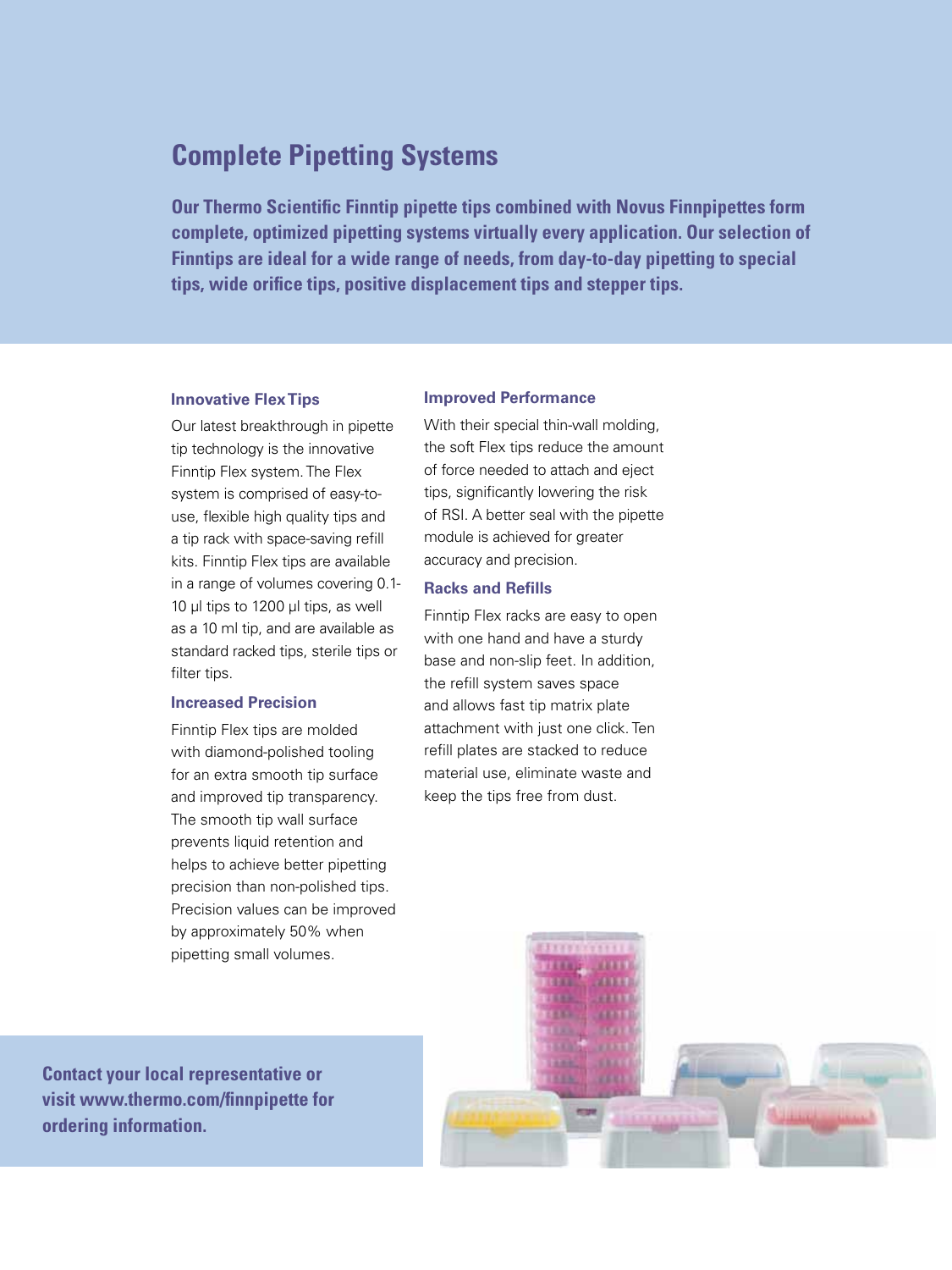# Complete Pipetting Systems

**Our Thermo Scientific Finntip pipette tips combined with Novus Finnpipettes form complete, optimized pipetting systems virtually every application. Our selection of Finntips are ideal for a wide range of needs, from day-to-day pipetting to special tips, wide orifice tips, positive displacement tips and stepper tips.**

### Innovative Flex Tips

Our latest breakthrough in pipette tip technology is the innovative Finntip Flex system. The Flex system is comprised of easy-to-use, flexible high quality tips and a tip rack with space-saving refill kits. Finntip Flex tips are available in a range of volumes covering 0.1-10 µl tips to 1200 µl tips, as well as a 10 ml tip, and are available as standard racked tips, sterile tips or filter tips.

### Increased Precision

Finntip Flex tips are molded with diamond-polished tooling for an extra smooth tip surface and improved tip transparency. The smooth tip wall surface prevents liquid retention and helps to achieve better pipetting precision than non-polished tips. Precision values can be improved by approximately 50% when pipetting small volumes.

### Improved Performance

With their special thin-wall molding, the soft Flex tips reduce the amount of force needed to attach and eject tips, significantly lowering the risk of RSI. A better seal with the pipette module is achieved for greater accuracy and precision.

### Racks and Refills

Finntip Flex racks are easy to open with one hand and have a sturdy base and non-slip feet. In addition, the refill system saves space and allows fast tip matrix plate attachment with just one click. Ten refill plates are stacked to reduce material use, eliminate waste and keep the tips free from dust.

**Contact your local representative or visit www.thermo.com/finnpipette for ordering information.**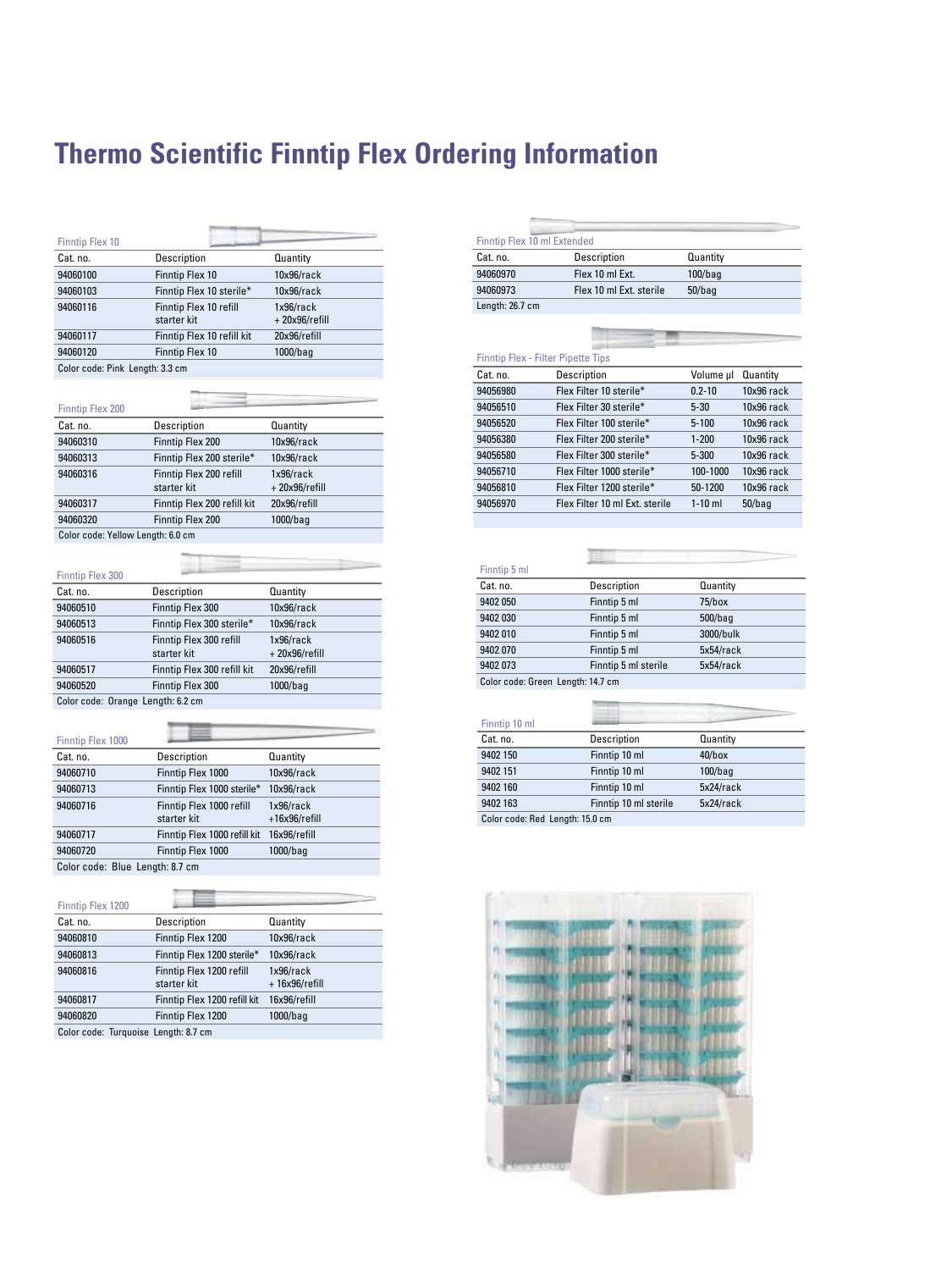# Thermo Scientific Finntip Flex Ordering Information

### Finntip Flex 10

| Cat. no. | Description | Quantity |
|---|---|---|
| 94060100 | Finntip Flex 10 | 10x96/rack |
| 94060103 | Finntip Flex 10 sterile* | 10x96/rack |
| 94060116 | Finntip Flex 10 refill starter kit | 1x96/rack + 20x96/refill |
| 94060117 | Finntip Flex 10 refill kit | 20x96/refill |
| 94060120 | Finntip Flex 10 | 1000/bag |

Color code: Pink Length: 3.3 cm

### Finntip Flex 200

| Cat. no. | Description | Quantity |
|---|---|---|
| 94060310 | Finntip Flex 200 | 10x96/rack |
| 94060313 | Finntip Flex 200 sterile* | 10x96/rack |
| 94060316 | Finntip Flex 200 refill starter kit | 1x96/rack + 20x96/refill |
| 94060317 | Finntip Flex 200 refill kit | 20x96/refill |
| 94060320 | Finntip Flex 200 | 1000/bag |

Color code: Yellow Length: 6.0 cm

### Finntip Flex 300

| Cat. no. | Description | Quantity |
|---|---|---|
| 94060510 | Finntip Flex 300 | 10x96/rack |
| 94060513 | Finntip Flex 300 sterile* | 10x96/rack |
| 94060516 | Finntip Flex 300 refill starter kit | 1x96/rack + 20x96/refill |
| 94060517 | Finntip Flex 300 refill kit | 20x96/refill |
| 94060520 | Finntip Flex 300 | 1000/bag |

Color code: Orange Length: 6.2 cm

### Finntip Flex 1000

| Cat. no. | Description | Quantity |
|---|---|---|
| 94060710 | Finntip Flex 1000 | 10x96/rack |
| 94060713 | Finntip Flex 1000 sterile* | 10x96/rack |
| 94060716 | Finntip Flex 1000 refill starter kit | 1x96/rack +16x96/refill |
| 94060717 | Finntip Flex 1000 refill kit | 16x96/refill |
| 94060720 | Finntip Flex 1000 | 1000/bag |

Color code: Blue Length: 8.7 cm

### Finntip Flex 1200

| Cat. no. | Description | Quantity |
|---|---|---|
| 94060810 | Finntip Flex 1200 | 10x96/rack |
| 94060813 | Finntip Flex 1200 sterile* | 10x96/rack |
| 94060816 | Finntip Flex 1200 refill starter kit | 1x96/rack + 16x96/refill |
| 94060817 | Finntip Flex 1200 refill kit | 16x96/refill |
| 94060820 | Finntip Flex 1200 | 1000/bag |

Color code: Turquoise Length: 8.7 cm

### Finntip Flex 10 ml Extended

| Cat. no. | Description | Quantity |
|---|---|---|
| 94060970 | Flex 10 ml Ext. | 100/bag |
| 94060973 | Flex 10 ml Ext. sterile | 50/bag |

Length: 26.7 cm

### Finntip Flex - Filter Pipette Tips

| Cat. no. | Description | Volume µl | Quantity |
|---|---|---|---|
| 94056980 | Flex Filter 10 sterile* | 0.2-10 | 10x96 rack |
| 94056510 | Flex Filter 30 sterile* | 5-30 | 10x96 rack |
| 94056520 | Flex Filter 100 sterile* | 5-100 | 10x96 rack |
| 94056380 | Flex Filter 200 sterile* | 1-200 | 10x96 rack |
| 94056580 | Flex Filter 300 sterile* | 5-300 | 10x96 rack |
| 94056710 | Flex Filter 1000 sterile* | 100-1000 | 10x96 rack |
| 94056810 | Flex Filter 1200 sterile* | 50-1200 | 10x96 rack |
| 94056970 | Flex Filter 10 ml Ext. sterile | 1-10 ml | 50/bag |

### Finntip 5 ml

| Cat. no. | Description | Quantity |
|---|---|---|
| 9402 050 | Finntip 5 ml | 75/box |
| 9402 030 | Finntip 5 ml | 500/bag |
| 9402 010 | Finntip 5 ml | 3000/bulk |
| 9402 070 | Finntip 5 ml | 5x54/rack |
| 9402 073 | Finntip 5 ml sterile | 5x54/rack |

Color code: Green Length: 14.7 cm

### Finntip 10 ml

| Cat. no. | Description | Quantity |
|---|---|---|
| 9402 150 | Finntip 10 ml | 40/box |
| 9402 151 | Finntip 10 ml | 100/bag |
| 9402 160 | Finntip 10 ml | 5x24/rack |
| 9402 163 | Finntip 10 ml sterile | 5x24/rack |

Color code: Red Length: 15.0 cm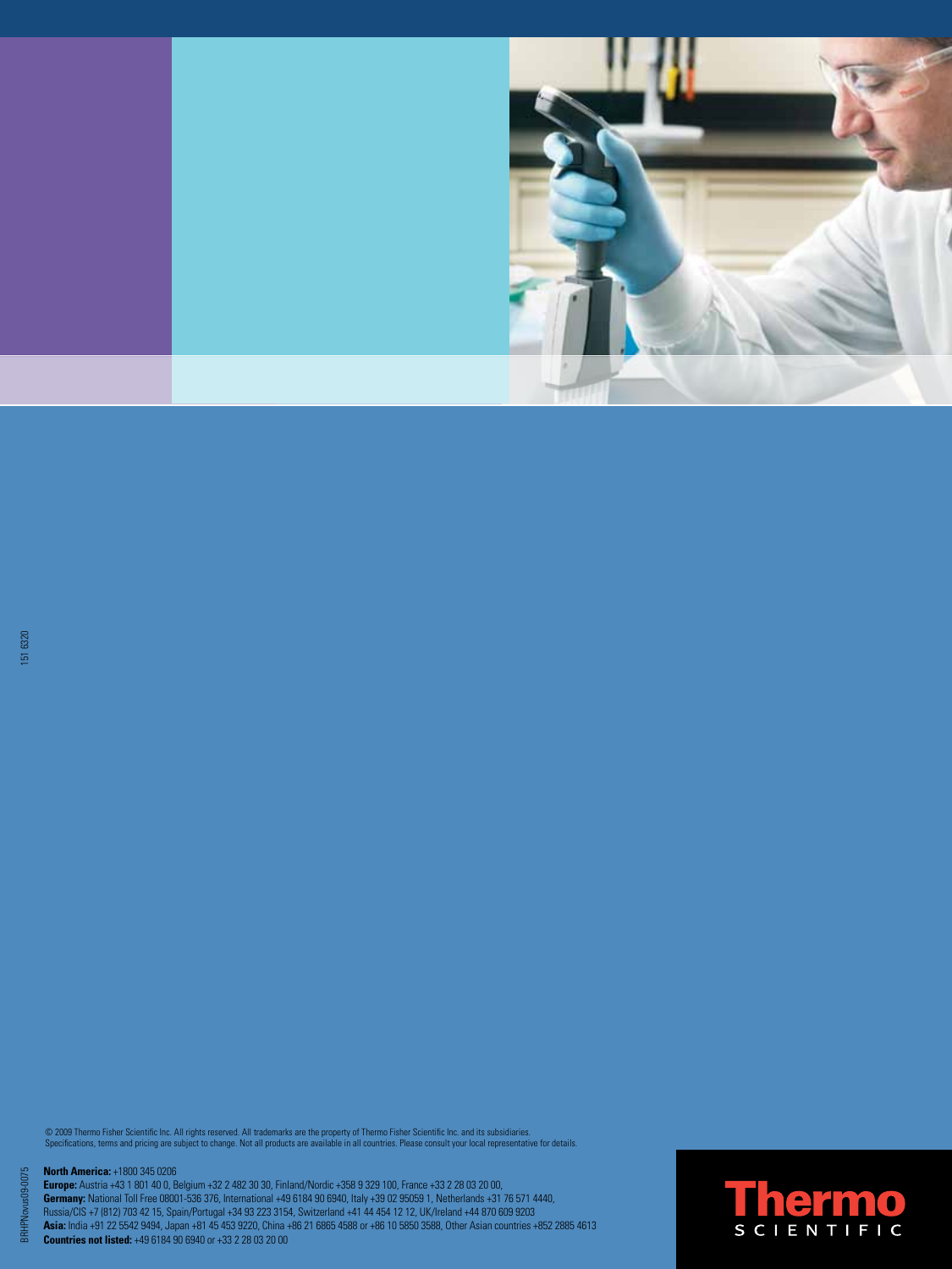© 2009 Thermo Fisher Scientific Inc. All rights reserved. All trademarks are the property of Thermo Fisher Scientific Inc. and its subsidiaries.
Specifications, terms and pricing are subject to change. Not all products are available in all countries. Please consult your local representative for details.

**North America:** +1800 345 0206
**Europe:** Austria +43 1 801 40 0, Belgium +32 2 482 30 30, Finland/Nordic +358 9 329 100, France +33 2 28 03 20 00,
**Germany:** National Toll Free 08001-536 376, International +49 6184 90 6940, Italy +39 02 95059 1, Netherlands +31 76 571 4440,
Russia/CIS +7 (812) 703 42 15, Spain/Portugal +34 93 223 3154, Switzerland +41 44 454 12 12, UK/Ireland +44 870 609 9203
**Asia:** India +91 22 5542 9494, Japan +81 45 453 9220, China +86 21 6865 4588 or +86 10 5850 3588, Other Asian countries +852 2885 4613
**Countries not listed:** +49 6184 90 6940 or +33 2 28 03 20 00

BRHPNovus09-0075

151 6320

Thermo SCIENTIFIC